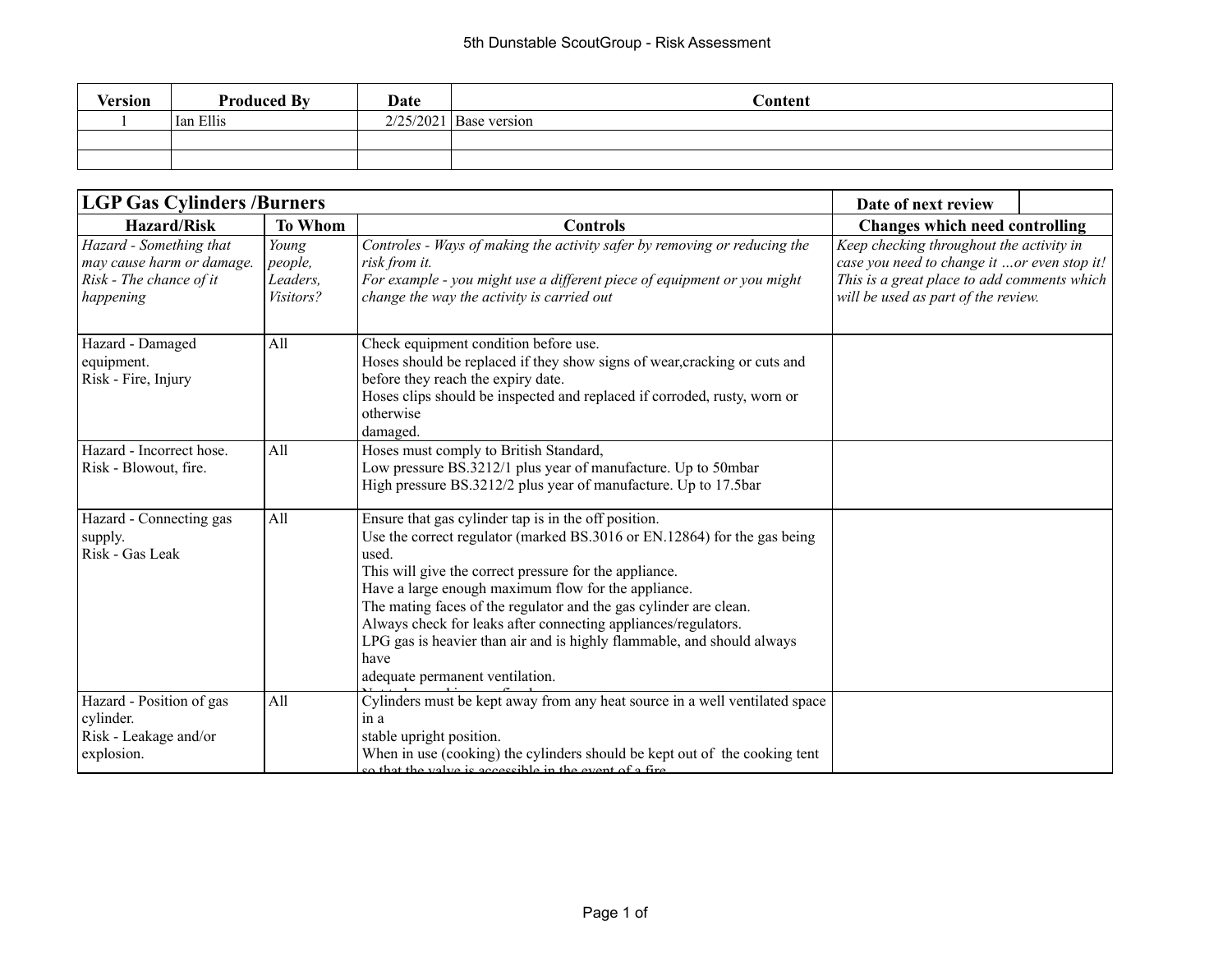5th Dunstable ScoutGroup - Risk Assessment

| Version | Produced By | Date | Content |
|---|---|---|---|
| 1 | Ian Ellis | 2/25/2021 | Base version |
| | | | |
| | | | |

| **LGP Gas Cylinders /Burners** | | | **Date of next review** |
|---|---|---|---|
| **Hazard/Risk** | **To Whom** | **Controls** | **Changes which need controlling** |
| *Hazard - Something that may cause harm or damage.<br>Risk - The chance of it happening* | *Young people, Leaders, Visitors?* | *Controles - Ways of making the activity safer by removing or reducing the risk from it.<br>For example - you might use a different piece of equipment or you might change the way the activity is carried out* | *Keep checking throughout the activity in case you need to change it …or even stop it! This is a great place to add comments which will be used as part of the review.* |
| Hazard - Damaged equipment.<br>Risk - Fire, Injury | All | Check equipment condition before use.<br>Hoses should be replaced if they show signs of wear,cracking or cuts and before they reach the expiry date.<br>Hoses clips should be inspected and replaced if corroded, rusty, worn or otherwise<br>damaged. | |
| Hazard - Incorrect hose.<br>Risk - Blowout, fire. | All | Hoses must comply to British Standard,<br>Low pressure BS.3212/1 plus year of manufacture. Up to 50mbar<br>High pressure BS.3212/2 plus year of manufacture. Up to 17.5bar | |
| Hazard - Connecting gas supply.<br>Risk - Gas Leak | All | Ensure that gas cylinder tap is in the off position.<br>Use the correct regulator (marked BS.3016 or EN.12864) for the gas being used.<br>This will give the correct pressure for the appliance.<br>Have a large enough maximum flow for the appliance.<br>The mating faces of the regulator and the gas cylinder are clean.<br>Always check for leaks after connecting appliances/regulators.<br>LPG gas is heavier than air and is highly flammable, and should always have<br>adequate permanent ventilation. | |
| Hazard - Position of gas cylinder.<br>Risk - Leakage and/or explosion. | All | Cylinders must be kept away from any heat source in a well ventilated space in a<br>stable upright position.<br>When in use (cooking) the cylinders should be kept out of the cooking tent so that the valve is accessible in the event of a fire. | |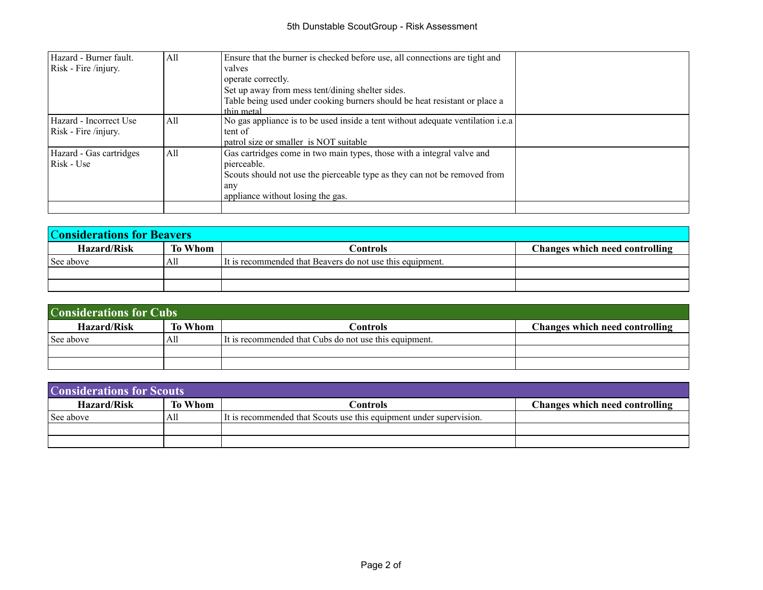| | | | |
|---|---|---|---|
| Hazard - Burner fault.<br>Risk - Fire /injury. | All | Ensure that the burner is checked before use, all connections are tight and valves operate correctly.<br>Set up away from mess tent/dining shelter sides.<br>Table being used under cooking burners should be heat resistant or place a thin metal | |
| Hazard - Incorrect Use<br>Risk - Fire /injury. | All | No gas appliance is to be used inside a tent without adequate ventilation i.e.a tent of patrol size or smaller is NOT suitable | |
| Hazard - Gas cartridges<br>Risk - Use | All | Gas cartridges come in two main types, those with a integral valve and pierceable.<br>Scouts should not use the pierceable type as they can not be removed from any appliance without losing the gas. | |
| | | | |

## Considerations for Beavers

| Hazard/Risk | To Whom | Controls | Changes which need controlling |
|---|---|---|---|
| See above | All | It is recommended that Beavers do not use this equipment. | |
| | | | |
| | | | |

## Considerations for Cubs

| Hazard/Risk | To Whom | Controls | Changes which need controlling |
|---|---|---|---|
| See above | All | It is recommended that Cubs do not use this equipment. | |
| | | | |
| | | | |

## Considerations for Scouts

| Hazard/Risk | To Whom | Controls | Changes which need controlling |
|---|---|---|---|
| See above | All | It is recommended that Scouts use this equipment under supervision. | |
| | | | |
| | | | |